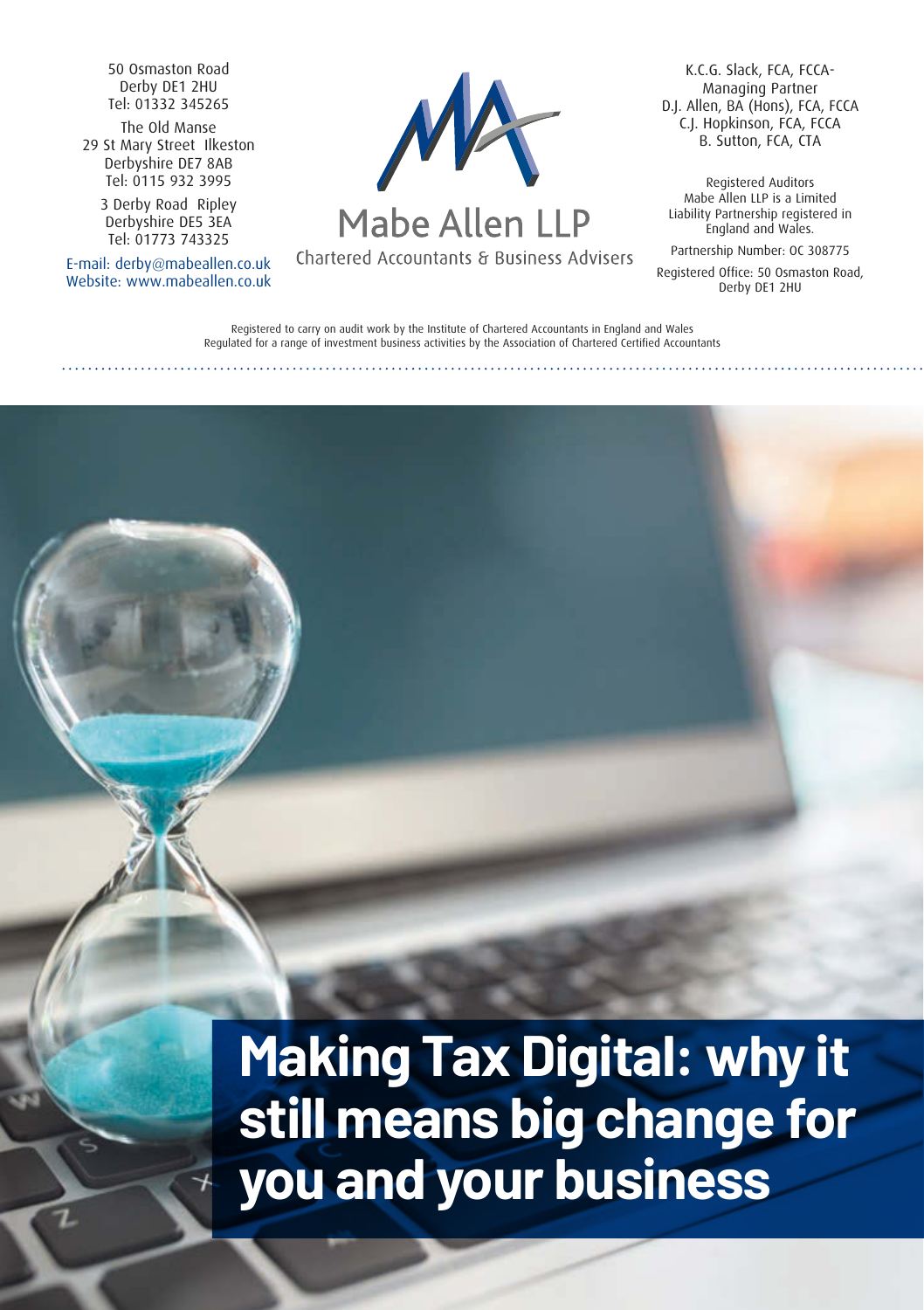50 Osmaston Road
Derby DE1 2HU
Tel: 01332 345265

The Old Manse
29 St Mary Street Ilkeston
Derbyshire DE7 8AB
Tel: 0115 932 3995

3 Derby Road Ripley
Derbyshire DE5 3EA
Tel: 01773 743325

E-mail: derby@mabeallen.co.uk
Website: www.mabeallen.co.uk

Mabe Allen LLP
Chartered Accountants & Business Advisers

K.C.G. Slack, FCA, FCCA-
Managing Partner
D.J. Allen, BA (Hons), FCA, FCCA
C.J. Hopkinson, FCA, FCCA
B. Sutton, FCA, CTA

Registered Auditors
Mabe Allen LLP is a Limited Liability Partnership registered in England and Wales.

Partnership Number: OC 308775

Registered Office: 50 Osmaston Road, Derby DE1 2HU

Registered to carry on audit work by the Institute of Chartered Accountants in England and Wales
Regulated for a range of investment business activities by the Association of Chartered Certified Accountants

# Making Tax Digital: why it still means big change for you and your business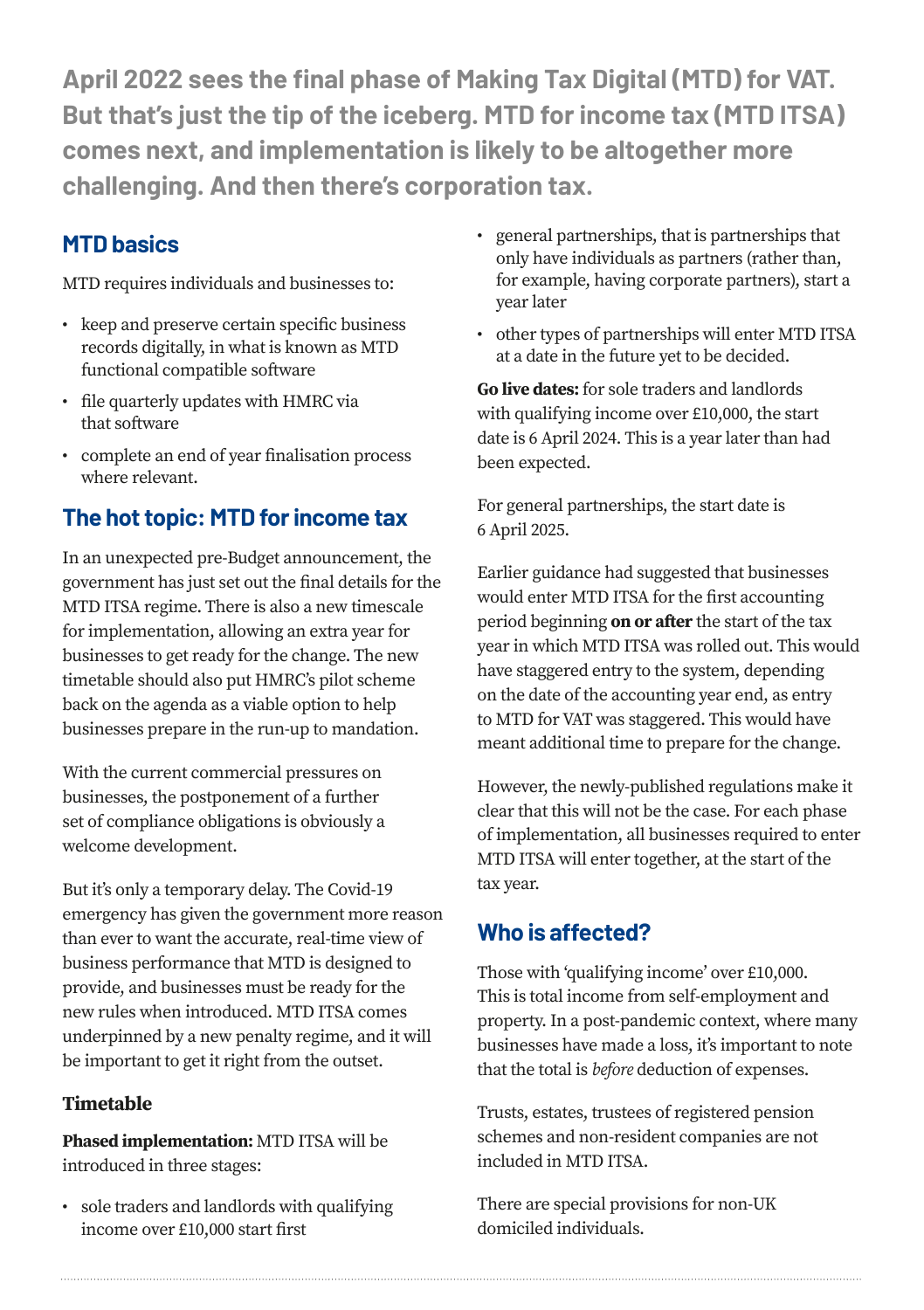**April 2022 sees the final phase of Making Tax Digital (MTD) for VAT. But that's just the tip of the iceberg. MTD for income tax (MTD ITSA) comes next, and implementation is likely to be altogether more challenging. And then there's corporation tax.**

## MTD basics

MTD requires individuals and businesses to:

- keep and preserve certain specific business records digitally, in what is known as MTD functional compatible software
- file quarterly updates with HMRC via that software
- complete an end of year finalisation process where relevant.

## The hot topic: MTD for income tax

In an unexpected pre-Budget announcement, the government has just set out the final details for the MTD ITSA regime. There is also a new timescale for implementation, allowing an extra year for businesses to get ready for the change. The new timetable should also put HMRC's pilot scheme back on the agenda as a viable option to help businesses prepare in the run-up to mandation.

With the current commercial pressures on businesses, the postponement of a further set of compliance obligations is obviously a welcome development.

But it's only a temporary delay. The Covid-19 emergency has given the government more reason than ever to want the accurate, real-time view of business performance that MTD is designed to provide, and businesses must be ready for the new rules when introduced. MTD ITSA comes underpinned by a new penalty regime, and it will be important to get it right from the outset.

### Timetable

**Phased implementation:** MTD ITSA will be introduced in three stages:

- sole traders and landlords with qualifying income over £10,000 start first
- general partnerships, that is partnerships that only have individuals as partners (rather than, for example, having corporate partners), start a year later
- other types of partnerships will enter MTD ITSA at a date in the future yet to be decided.

**Go live dates:** for sole traders and landlords with qualifying income over £10,000, the start date is 6 April 2024. This is a year later than had been expected.

For general partnerships, the start date is 6 April 2025.

Earlier guidance had suggested that businesses would enter MTD ITSA for the first accounting period beginning **on or after** the start of the tax year in which MTD ITSA was rolled out. This would have staggered entry to the system, depending on the date of the accounting year end, as entry to MTD for VAT was staggered. This would have meant additional time to prepare for the change.

However, the newly-published regulations make it clear that this will not be the case. For each phase of implementation, all businesses required to enter MTD ITSA will enter together, at the start of the tax year.

## Who is affected?

Those with 'qualifying income' over £10,000. This is total income from self-employment and property. In a post-pandemic context, where many businesses have made a loss, it's important to note that the total is *before* deduction of expenses.

Trusts, estates, trustees of registered pension schemes and non-resident companies are not included in MTD ITSA.

There are special provisions for non-UK domiciled individuals.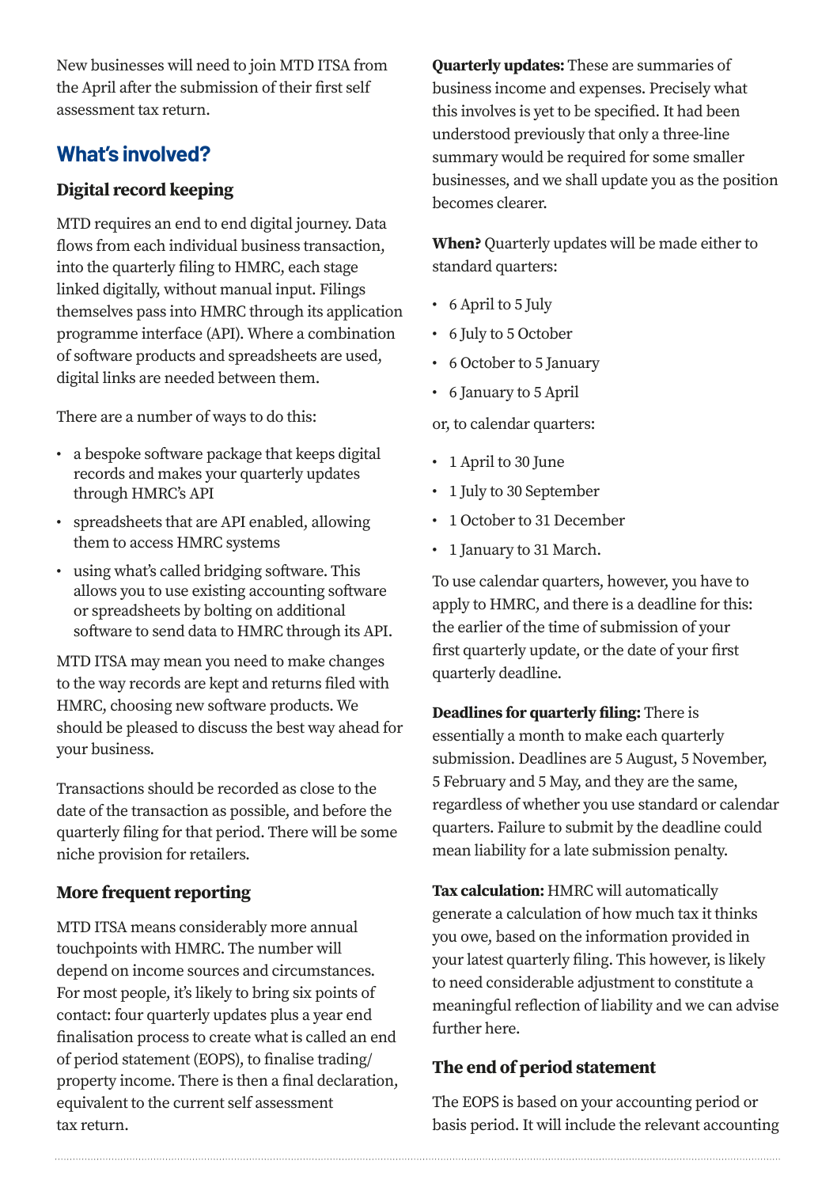New businesses will need to join MTD ITSA from the April after the submission of their first self assessment tax return.

## What's involved?

### Digital record keeping

MTD requires an end to end digital journey. Data flows from each individual business transaction, into the quarterly filing to HMRC, each stage linked digitally, without manual input. Filings themselves pass into HMRC through its application programme interface (API). Where a combination of software products and spreadsheets are used, digital links are needed between them.

There are a number of ways to do this:

- a bespoke software package that keeps digital records and makes your quarterly updates through HMRC's API
- spreadsheets that are API enabled, allowing them to access HMRC systems
- using what's called bridging software. This allows you to use existing accounting software or spreadsheets by bolting on additional software to send data to HMRC through its API.

MTD ITSA may mean you need to make changes to the way records are kept and returns filed with HMRC, choosing new software products. We should be pleased to discuss the best way ahead for your business.

Transactions should be recorded as close to the date of the transaction as possible, and before the quarterly filing for that period. There will be some niche provision for retailers.

### More frequent reporting

MTD ITSA means considerably more annual touchpoints with HMRC. The number will depend on income sources and circumstances. For most people, it's likely to bring six points of contact: four quarterly updates plus a year end finalisation process to create what is called an end of period statement (EOPS), to finalise trading/property income. There is then a final declaration, equivalent to the current self assessment tax return.

**Quarterly updates:** These are summaries of business income and expenses. Precisely what this involves is yet to be specified. It had been understood previously that only a three-line summary would be required for some smaller businesses, and we shall update you as the position becomes clearer.

**When?** Quarterly updates will be made either to standard quarters:

- 6 April to 5 July
- 6 July to 5 October
- 6 October to 5 January
- 6 January to 5 April

or, to calendar quarters:

- 1 April to 30 June
- 1 July to 30 September
- 1 October to 31 December
- 1 January to 31 March.

To use calendar quarters, however, you have to apply to HMRC, and there is a deadline for this: the earlier of the time of submission of your first quarterly update, or the date of your first quarterly deadline.

**Deadlines for quarterly filing:** There is essentially a month to make each quarterly submission. Deadlines are 5 August, 5 November, 5 February and 5 May, and they are the same, regardless of whether you use standard or calendar quarters. Failure to submit by the deadline could mean liability for a late submission penalty.

**Tax calculation:** HMRC will automatically generate a calculation of how much tax it thinks you owe, based on the information provided in your latest quarterly filing. This however, is likely to need considerable adjustment to constitute a meaningful reflection of liability and we can advise further here.

### The end of period statement

The EOPS is based on your accounting period or basis period. It will include the relevant accounting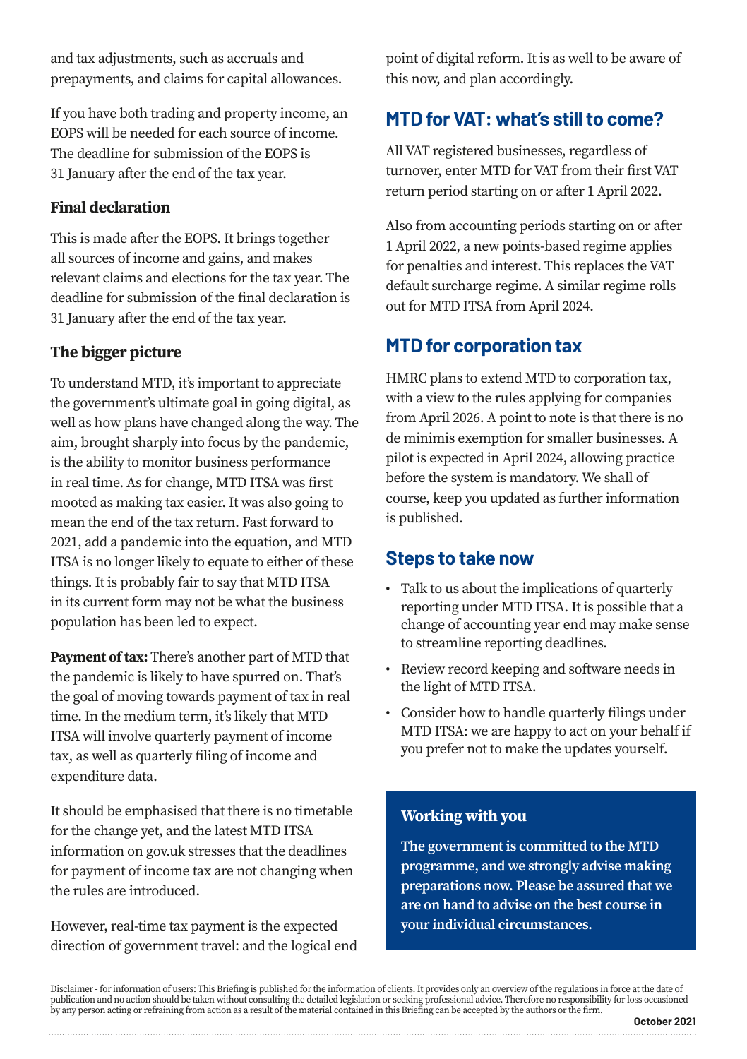and tax adjustments, such as accruals and prepayments, and claims for capital allowances.

If you have both trading and property income, an EOPS will be needed for each source of income. The deadline for submission of the EOPS is 31 January after the end of the tax year.

### Final declaration

This is made after the EOPS. It brings together all sources of income and gains, and makes relevant claims and elections for the tax year. The deadline for submission of the final declaration is 31 January after the end of the tax year.

### The bigger picture

To understand MTD, it's important to appreciate the government's ultimate goal in going digital, as well as how plans have changed along the way. The aim, brought sharply into focus by the pandemic, is the ability to monitor business performance in real time. As for change, MTD ITSA was first mooted as making tax easier. It was also going to mean the end of the tax return. Fast forward to 2021, add a pandemic into the equation, and MTD ITSA is no longer likely to equate to either of these things. It is probably fair to say that MTD ITSA in its current form may not be what the business population has been led to expect.

**Payment of tax:** There's another part of MTD that the pandemic is likely to have spurred on. That's the goal of moving towards payment of tax in real time. In the medium term, it's likely that MTD ITSA will involve quarterly payment of income tax, as well as quarterly filing of income and expenditure data.

It should be emphasised that there is no timetable for the change yet, and the latest MTD ITSA information on gov.uk stresses that the deadlines for payment of income tax are not changing when the rules are introduced.

However, real-time tax payment is the expected direction of government travel: and the logical end point of digital reform. It is as well to be aware of this now, and plan accordingly.

## MTD for VAT: what's still to come?

All VAT registered businesses, regardless of turnover, enter MTD for VAT from their first VAT return period starting on or after 1 April 2022.

Also from accounting periods starting on or after 1 April 2022, a new points-based regime applies for penalties and interest. This replaces the VAT default surcharge regime. A similar regime rolls out for MTD ITSA from April 2024.

## MTD for corporation tax

HMRC plans to extend MTD to corporation tax, with a view to the rules applying for companies from April 2026. A point to note is that there is no de minimis exemption for smaller businesses. A pilot is expected in April 2024, allowing practice before the system is mandatory. We shall of course, keep you updated as further information is published.

## Steps to take now

- Talk to us about the implications of quarterly reporting under MTD ITSA. It is possible that a change of accounting year end may make sense to streamline reporting deadlines.
- Review record keeping and software needs in the light of MTD ITSA.
- Consider how to handle quarterly filings under MTD ITSA: we are happy to act on your behalf if you prefer not to make the updates yourself.

### Working with you

**The government is committed to the MTD programme, and we strongly advise making preparations now. Please be assured that we are on hand to advise on the best course in your individual circumstances.**

Disclaimer - for information of users: This Briefing is published for the information of clients. It provides only an overview of the regulations in force at the date of publication and no action should be taken without consulting the detailed legislation or seeking professional advice. Therefore no responsibility for loss occasioned by any person acting or refraining from action as a result of the material contained in this Briefing can be accepted by the authors or the firm.

**October 2021**